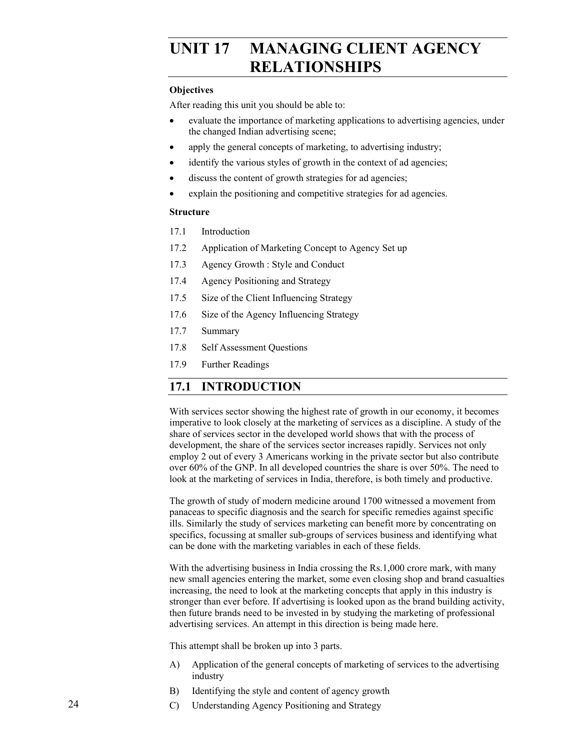# UNIT 17 MANAGING CLIENT AGENCY RELATIONSHIPS

**Objectives**

After reading this unit you should be able to:

- evaluate the importance of marketing applications to advertising agencies, under the changed Indian advertising scene;
- apply the general concepts of marketing, to advertising industry;
- identify the various styles of growth in the context of ad agencies;
- discuss the content of growth strategies for ad agencies;
- explain the positioning and competitive strategies for ad agencies.

**Structure**

17.1 Introduction

17.2 Application of Marketing Concept to Agency Set up

17.3 Agency Growth : Style and Conduct

17.4 Agency Positioning and Strategy

17.5 Size of the Client Influencing Strategy

17.6 Size of the Agency Influencing Strategy

17.7 Summary

17.8 Self Assessment Questions

17.9 Further Readings

## 17.1 INTRODUCTION

With services sector showing the highest rate of growth in our economy, it becomes imperative to look closely at the marketing of services as a discipline. A study of the share of services sector in the developed world shows that with the process of development, the share of the services sector increases rapidly. Services not only employ 2 out of every 3 Americans working in the private sector but also contribute over 60% of the GNP. In all developed countries the share is over 50%. The need to look at the marketing of services in India, therefore, is both timely and productive.

The growth of study of modern medicine around 1700 witnessed a movement from panaceas to specific diagnosis and the search for specific remedies against specific ills. Similarly the study of services marketing can benefit more by concentrating on specifics, focussing at smaller sub-groups of services business and identifying what can be done with the marketing variables in each of these fields.

With the advertising business in India crossing the Rs.1,000 crore mark, with many new small agencies entering the market, some even closing shop and brand casualties increasing, the need to look at the marketing concepts that apply in this industry is stronger than ever before. If advertising is looked upon as the brand building activity, then future brands need to be invested in by studying the marketing of professional advertising services. An attempt in this direction is being made here.

This attempt shall be broken up into 3 parts.

A) Application of the general concepts of marketing of services to the advertising industry

B) Identifying the style and content of agency growth

C) Understanding Agency Positioning and Strategy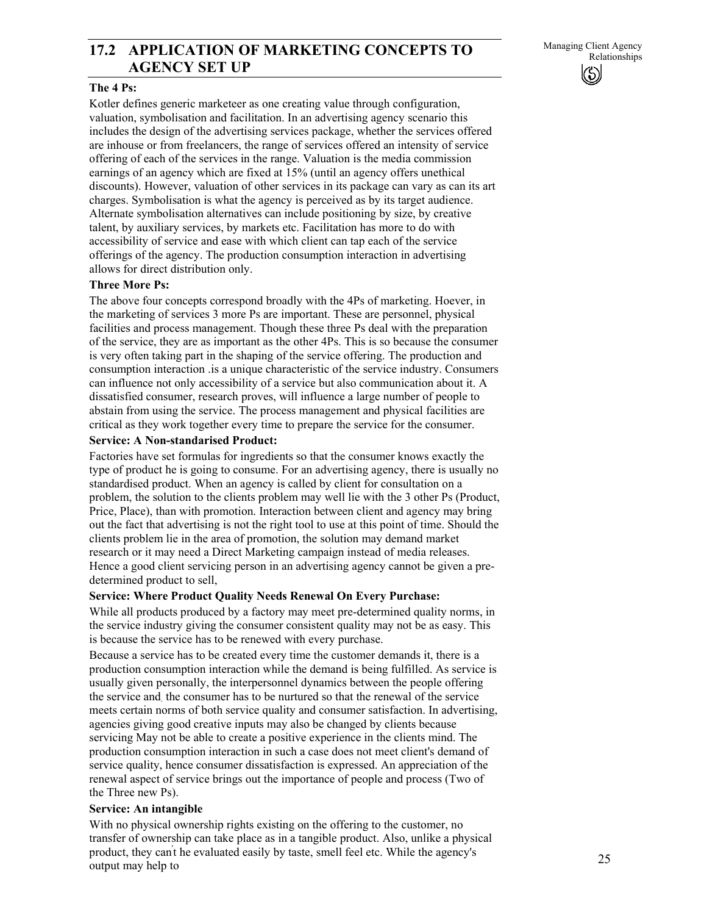## 17.2 APPLICATION OF MARKETING CONCEPTS TO AGENCY SET UP

**The 4 Ps:**

Kotler defines generic marketeer as one creating value through configuration, valuation, symbolisation and facilitation. In an advertising agency scenario this includes the design of the advertising services package, whether the services offered are inhouse or from freelancers, the range of services offered an intensity of service offering of each of the services in the range. Valuation is the media commission earnings of an agency which are fixed at 15% (until an agency offers unethical discounts). However, valuation of other services in its package can vary as can its art charges. Symbolisation is what the agency is perceived as by its target audience. Alternate symbolisation alternatives can include positioning by size, by creative talent, by auxiliary services, by markets etc. Facilitation has more to do with accessibility of service and ease with which client can tap each of the service offerings of the agency. The production consumption interaction in advertising allows for direct distribution only.

**Three More Ps:**

The above four concepts correspond broadly with the 4Ps of marketing. Hoever, in the marketing of services 3 more Ps are important. These are personnel, physical facilities and process management. Though these three Ps deal with the preparation of the service, they are as important as the other 4Ps. This is so because the consumer is very often taking part in the shaping of the service offering. The production and consumption interaction .is a unique characteristic of the service industry. Consumers can influence not only accessibility of a service but also communication about it. A dissatisfied consumer, research proves, will influence a large number of people to abstain from using the service. The process management and physical facilities are critical as they work together every time to prepare the service for the consumer.

**Service: A Non-standarised Product:**

Factories have set formulas for ingredients so that the consumer knows exactly the type of product he is going to consume. For an advertising agency, there is usually no standardised product. When an agency is called by client for consultation on a problem, the solution to the clients problem may well lie with the 3 other Ps (Product, Price, Place), than with promotion. Interaction between client and agency may bring out the fact that advertising is not the right tool to use at this point of time. Should the clients problem lie in the area of promotion, the solution may demand market research or it may need a Direct Marketing campaign instead of media releases. Hence a good client servicing person in an advertising agency cannot be given a pre-determined product to sell,

**Service: Where Product Quality Needs Renewal On Every Purchase:**

While all products produced by a factory may meet pre-determined quality norms, in the service industry giving the consumer consistent quality may not be as easy. This is because the service has to be renewed with every purchase.

Because a service has to be created every time the customer demands it, there is a production consumption interaction while the demand is being fulfilled. As service is usually given personally, the interpersonnel dynamics between the people offering the service and the consumer has to be nurtured so that the renewal of the service meets certain norms of both service quality and consumer satisfaction. In advertising, agencies giving good creative inputs may also be changed by clients because servicing May not be able to create a positive experience in the clients mind. The production consumption interaction in such a case does not meet client's demand of service quality, hence consumer dissatisfaction is expressed. An appreciation of the renewal aspect of service brings out the importance of people and process (Two of the Three new Ps).

**Service: An intangible**

With no physical ownership rights existing on the offering to the customer, no transfer of ownership can take place as in a tangible product. Also, unlike a physical product, they can't he evaluated easily by taste, smell feel etc. While the agency's output may help to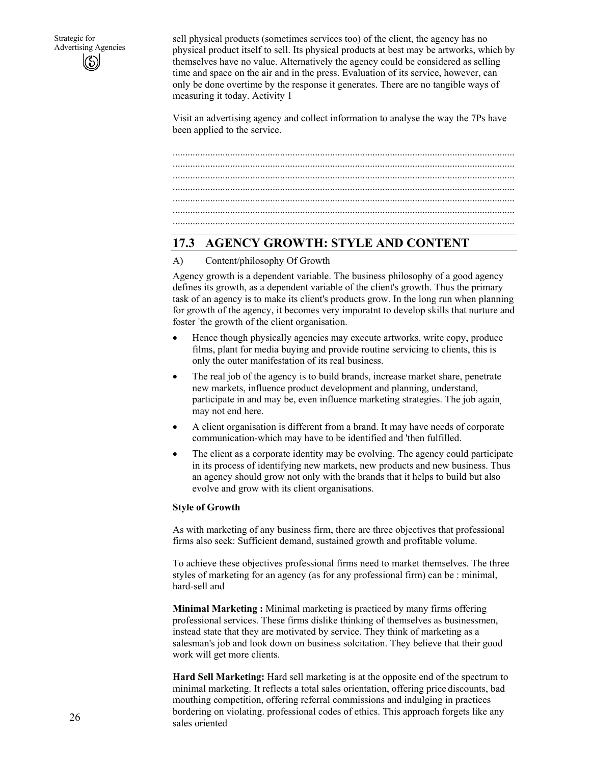sell physical products (sometimes services too) of the client, the agency has no physical product itself to sell. Its physical products at best may be artworks, which by themselves have no value. Alternatively the agency could be considered as selling time and space on the air and in the press. Evaluation of its service, however, can only be done overtime by the response it generates. There are no tangible ways of measuring it today. Activity 1

Visit an advertising agency and collect information to analyse the way the 7Ps have been applied to the service.

.......................................................................................................................................
.......................................................................................................................................
.......................................................................................................................................
.......................................................................................................................................
.......................................................................................................................................
.......................................................................................................................................
.......................................................................................................................................

## 17.3 AGENCY GROWTH: STYLE AND CONTENT

A) Content/philosophy Of Growth

Agency growth is a dependent variable. The business philosophy of a good agency defines its growth, as a dependent variable of the client's growth. Thus the primary task of an agency is to make its client's products grow. In the long run when planning for growth of the agency, it becomes very imporatnt to develop skills that nurture and foster the growth of the client organisation.

- Hence though physically agencies may execute artworks, write copy, produce films, plant for media buying and provide routine servicing to clients, this is only the outer manifestation of its real business.
- The real job of the agency is to build brands, increase market share, penetrate new markets, influence product development and planning, understand, participate in and may be, even influence marketing strategies. The job again may not end here.
- A client organisation is different from a brand. It may have needs of corporate communication-which may have to be identified and 'then fulfilled.
- The client as a corporate identity may be evolving. The agency could participate in its process of identifying new markets, new products and new business. Thus an agency should grow not only with the brands that it helps to build but also evolve and grow with its client organisations.

**Style of Growth**

As with marketing of any business firm, there are three objectives that professional firms also seek: Sufficient demand, sustained growth and profitable volume.

To achieve these objectives professional firms need to market themselves. The three styles of marketing for an agency (as for any professional firm) can be : minimal, hard-sell and

**Minimal Marketing :** Minimal marketing is practiced by many firms offering professional services. These firms dislike thinking of themselves as businessmen, instead state that they are motivated by service. They think of marketing as a salesman's job and look down on business solcitation. They believe that their good work will get more clients.

**Hard Sell Marketing:** Hard sell marketing is at the opposite end of the spectrum to minimal marketing. It reflects a total sales orientation, offering price discounts, bad mouthing competition, offering referral commissions and indulging in practices bordering on violating. professional codes of ethics. This approach forgets like any sales oriented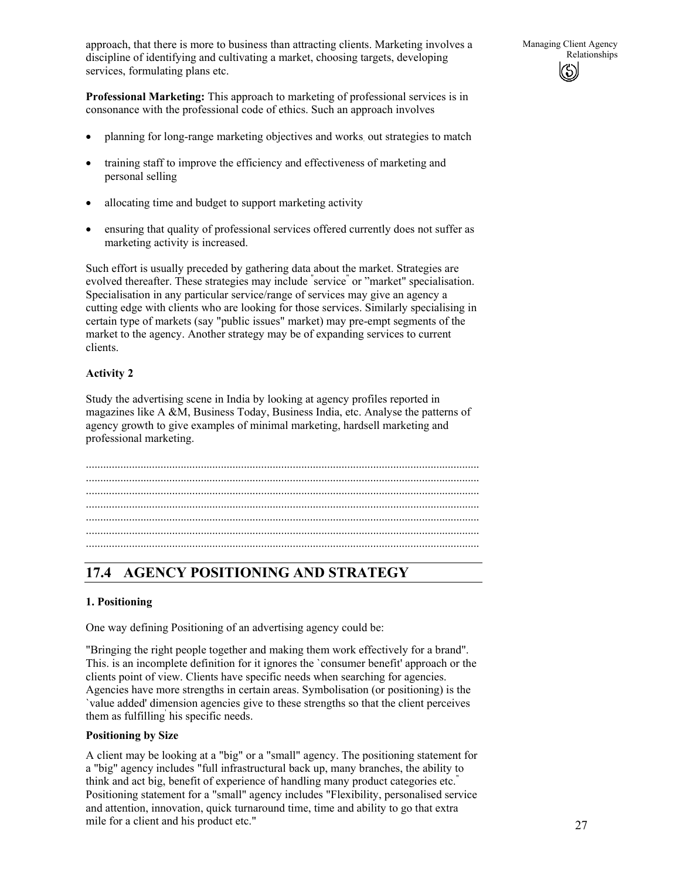approach, that there is more to business than attracting clients. Marketing involves a discipline of identifying and cultivating a market, choosing targets, developing services, formulating plans etc.

**Professional Marketing:** This approach to marketing of professional services is in consonance with the professional code of ethics. Such an approach involves

- planning for long-range marketing objectives and works out strategies to match
- training staff to improve the efficiency and effectiveness of marketing and personal selling
- allocating time and budget to support marketing activity
- ensuring that quality of professional services offered currently does not suffer as marketing activity is increased.

Such effort is usually preceded by gathering data about the market. Strategies are evolved thereafter. These strategies may include "service" or "market" specialisation. Specialisation in any particular service/range of services may give an agency a cutting edge with clients who are looking for those services. Similarly specialising in certain type of markets (say "public issues" market) may pre-empt segments of the market to the agency. Another strategy may be of expanding services to current clients.

**Activity 2**

Study the advertising scene in India by looking at agency profiles reported in magazines like A &M, Business Today, Business India, etc. Analyse the patterns of agency growth to give examples of minimal marketing, hardsell marketing and professional marketing.

.......................................................................................................................................
.......................................................................................................................................
.......................................................................................................................................
.......................................................................................................................................
.......................................................................................................................................
.......................................................................................................................................
.......................................................................................................................................

## 17.4 AGENCY POSITIONING AND STRATEGY

**1. Positioning**

One way defining Positioning of an advertising agency could be:

"Bringing the right people together and making them work effectively for a brand". This. is an incomplete definition for it ignores the `consumer benefit' approach or the clients point of view. Clients have specific needs when searching for agencies. Agencies have more strengths in certain areas. Symbolisation (or positioning) is the `value added' dimension agencies give to these strengths so that the client perceives them as fulfilling his specific needs.

**Positioning by Size**

A client may be looking at a "big" or a "small" agency. The positioning statement for a "big" agency includes "full infrastructural back up, many branches, the ability to think and act big, benefit of experience of handling many product categories etc." Positioning statement for a "small" agency includes "Flexibility, personalised service and attention, innovation, quick turnaround time, time and ability to go that extra mile for a client and his product etc."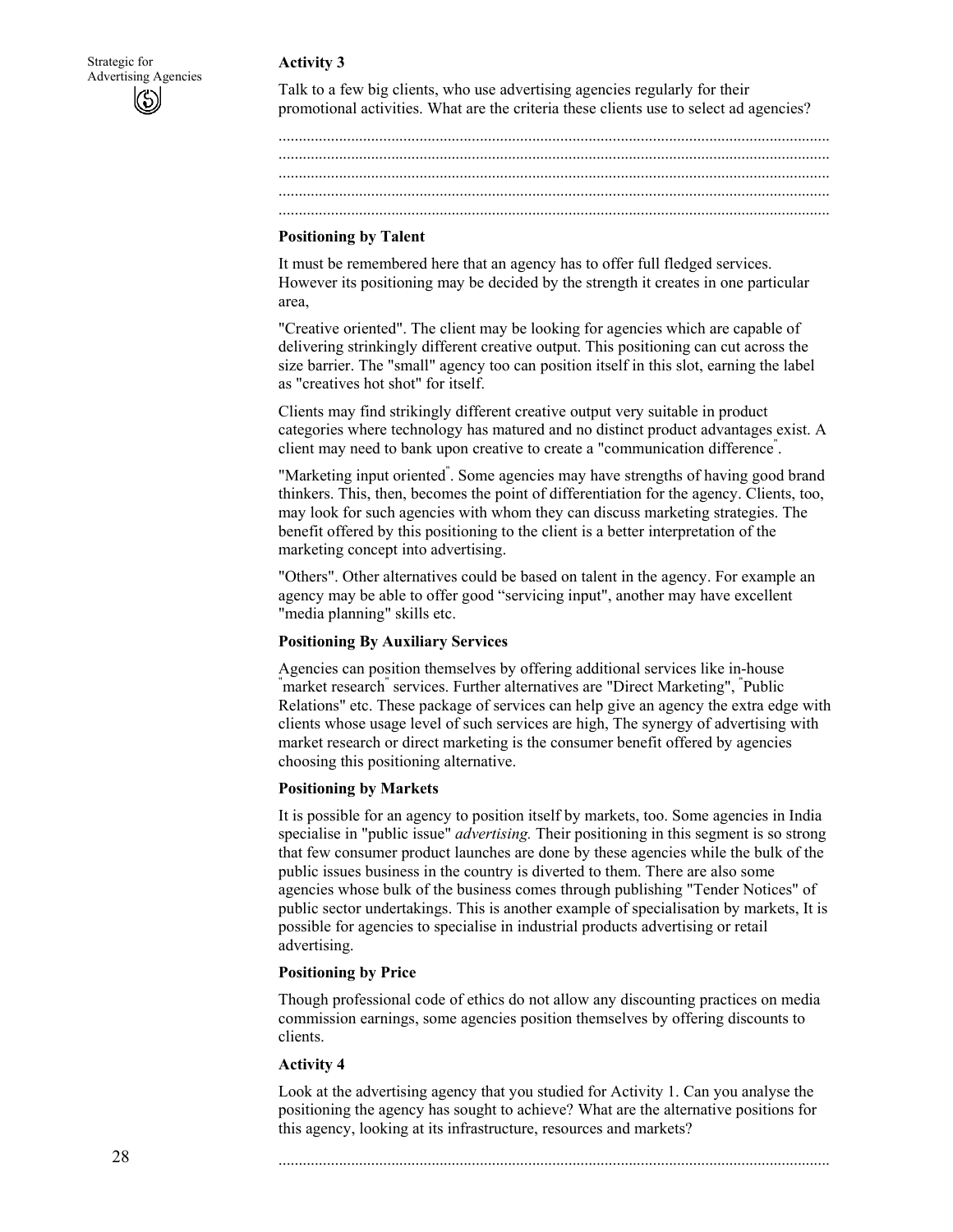**Activity 3**

Talk to a few big clients, who use advertising agencies regularly for their promotional activities. What are the criteria these clients use to select ad agencies?

..............................................................................................................................
..............................................................................................................................
..............................................................................................................................
..............................................................................................................................
..............................................................................................................................

**Positioning by Talent**

It must be remembered here that an agency has to offer full fledged services. However its positioning may be decided by the strength it creates in one particular area,

"Creative oriented". The client may be looking for agencies which are capable of delivering strinkingly different creative output. This positioning can cut across the size barrier. The "small" agency too can position itself in this slot, earning the label as "creatives hot shot" for itself.

Clients may find strikingly different creative output very suitable in product categories where technology has matured and no distinct product advantages exist. A client may need to bank upon creative to create a "communication difference".

"Marketing input oriented". Some agencies may have strengths of having good brand thinkers. This, then, becomes the point of differentiation for the agency. Clients, too, may look for such agencies with whom they can discuss marketing strategies. The benefit offered by this positioning to the client is a better interpretation of the marketing concept into advertising.

"Others". Other alternatives could be based on talent in the agency. For example an agency may be able to offer good "servicing input", another may have excellent "media planning" skills etc.

**Positioning By Auxiliary Services**

Agencies can position themselves by offering additional services like in-house "market research" services. Further alternatives are "Direct Marketing", "Public Relations" etc. These package of services can help give an agency the extra edge with clients whose usage level of such services are high, The synergy of advertising with market research or direct marketing is the consumer benefit offered by agencies choosing this positioning alternative.

**Positioning by Markets**

It is possible for an agency to position itself by markets, too. Some agencies in India specialise in "public issue" *advertising.* Their positioning in this segment is so strong that few consumer product launches are done by these agencies while the bulk of the public issues business in the country is diverted to them. There are also some agencies whose bulk of the business comes through publishing "Tender Notices" of public sector undertakings. This is another example of specialisation by markets, It is possible for agencies to specialise in industrial products advertising or retail advertising.

**Positioning by Price**

Though professional code of ethics do not allow any discounting practices on media commission earnings, some agencies position themselves by offering discounts to clients.

**Activity 4**

Look at the advertising agency that you studied for Activity 1. Can you analyse the positioning the agency has sought to achieve? What are the alternative positions for this agency, looking at its infrastructure, resources and markets?

..............................................................................................................................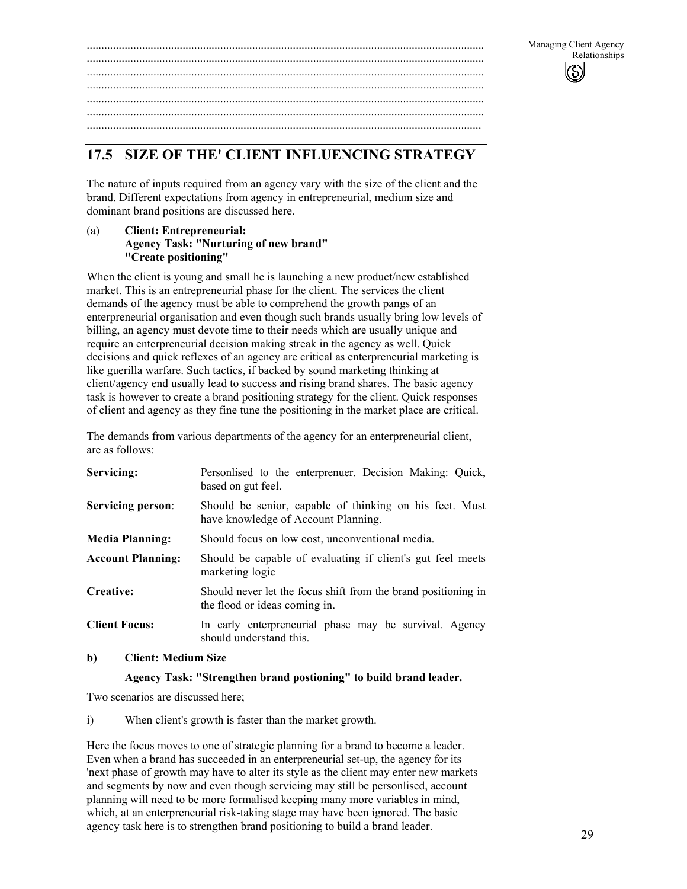.......................................................................................................................................
.......................................................................................................................................
.......................................................................................................................................
.......................................................................................................................................
.......................................................................................................................................
.......................................................................................................................................
.......................................................................................................................................

## 17.5 SIZE OF THE' CLIENT INFLUENCING STRATEGY

The nature of inputs required from an agency vary with the size of the client and the brand. Different expectations from agency in entrepreneurial, medium size and dominant brand positions are discussed here.

(a) **Client: Entrepreneurial:**
**Agency Task: "Nurturing of new brand"**
**"Create positioning"**

When the client is young and small he is launching a new product/new established market. This is an entrepreneurial phase for the client. The services the client demands of the agency must be able to comprehend the growth pangs of an enterpreneurial organisation and even though such brands usually bring low levels of billing, an agency must devote time to their needs which are usually unique and require an enterpreneurial decision making streak in the agency as well. Quick decisions and quick reflexes of an agency are critical as enterpreneurial marketing is like guerilla warfare. Such tactics, if backed by sound marketing thinking at client/agency end usually lead to success and rising brand shares. The basic agency task is however to create a brand positioning strategy for the client. Quick responses of client and agency as they fine tune the positioning in the market place are critical.

The demands from various departments of the agency for an enterpreneurial client, are as follows:

| | |
|---|---|
| **Servicing:** | Personlised to the enterprenuer. Decision Making: Quick, based on gut feel. |
| **Servicing person**: | Should be senior, capable of thinking on his feet. Must have knowledge of Account Planning. |
| **Media Planning:** | Should focus on low cost, unconventional media. |
| **Account Planning:** | Should be capable of evaluating if client's gut feel meets marketing logic |
| **Creative:** | Should never let the focus shift from the brand positioning in the flood or ideas coming in. |
| **Client Focus:** | In early enterpreneurial phase may be survival. Agency should understand this. |

**b) Client: Medium Size**

**Agency Task: "Strengthen brand postioning" to build brand leader.**

Two scenarios are discussed here;

i) When client's growth is faster than the market growth.

Here the focus moves to one of strategic planning for a brand to become a leader. Even when a brand has succeeded in an enterpreneurial set-up, the agency for its 'next phase of growth may have to alter its style as the client may enter new markets and segments by now and even though servicing may still be personlised, account planning will need to be more formalised keeping many more variables in mind, which, at an enterpreneurial risk-taking stage may have been ignored. The basic agency task here is to strengthen brand positioning to build a brand leader.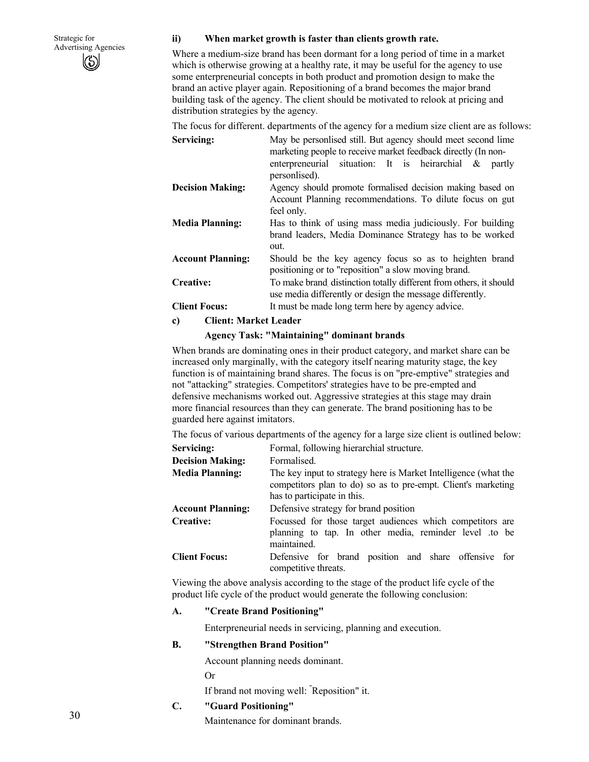**ii) When market growth is faster than clients growth rate.**

Where a medium-size brand has been dormant for a long period of time in a market which is otherwise growing at a healthy rate, it may be useful for the agency to use some enterpreneurial concepts in both product and promotion design to make the brand an active player again. Repositioning of a brand becomes the major brand building task of the agency. The client should be motivated to relook at pricing and distribution strategies by the agency.

The focus for different. departments of the agency for a medium size client are as follows:

| | |
|---|---|
| **Servicing:** | May be personlised still. But agency should meet second lime marketing people to receive market feedback directly (In non-enterpreneurial situation: It is heirarchial & partly personlised). |
| **Decision Making:** | Agency should promote formalised decision making based on Account Planning recommendations. To dilute focus on gut feel only. |
| **Media Planning:** | Has to think of using mass media judiciously. For building brand leaders, Media Dominance Strategy has to be worked out. |
| **Account Planning:** | Should be the key agency focus so as to heighten brand positioning or to "reposition" a slow moving brand. |
| **Creative:** | To make brand distinction totally different from others, it should use media differently or design the message differently. |
| **Client Focus:** | It must be made long term here by agency advice. |

**c) Client: Market Leader**

**Agency Task: "Maintaining" dominant brands**

When brands are dominating ones in their product category, and market share can be increased only marginally, with the category itself nearing maturity stage, the key function is of maintaining brand shares. The focus is on "pre-emptive" strategies and not "attacking" strategies. Competitors' strategies have to be pre-empted and defensive mechanisms worked out. Aggressive strategies at this stage may drain more financial resources than they can generate. The brand positioning has to be guarded here against imitators.

The focus of various departments of the agency for a large size client is outlined below:

| | |
|---|---|
| **Servicing:** | Formal, following hierarchial structure. |
| **Decision Making:** | Formalised. |
| **Media Planning:** | The key input to strategy here is Market Intelligence (what the competitors plan to do) so as to pre-empt. Client's marketing has to participate in this. |
| **Account Planning:** | Defensive strategy for brand position |
| **Creative:** | Focussed for those target audiences which competitors are planning to tap. In other media, reminder level .to be maintained. |
| **Client Focus:** | Defensive for brand position and share offensive for competitive threats. |

Viewing the above analysis according to the stage of the product life cycle of the product life cycle of the product would generate the following conclusion:

**A. "Create Brand Positioning"**

Enterpreneurial needs in servicing, planning and execution.

**B. "Strengthen Brand Position"**

Account planning needs dominant.

Or

If brand not moving well: "Reposition" it.

**C. "Guard Positioning"**

Maintenance for dominant brands.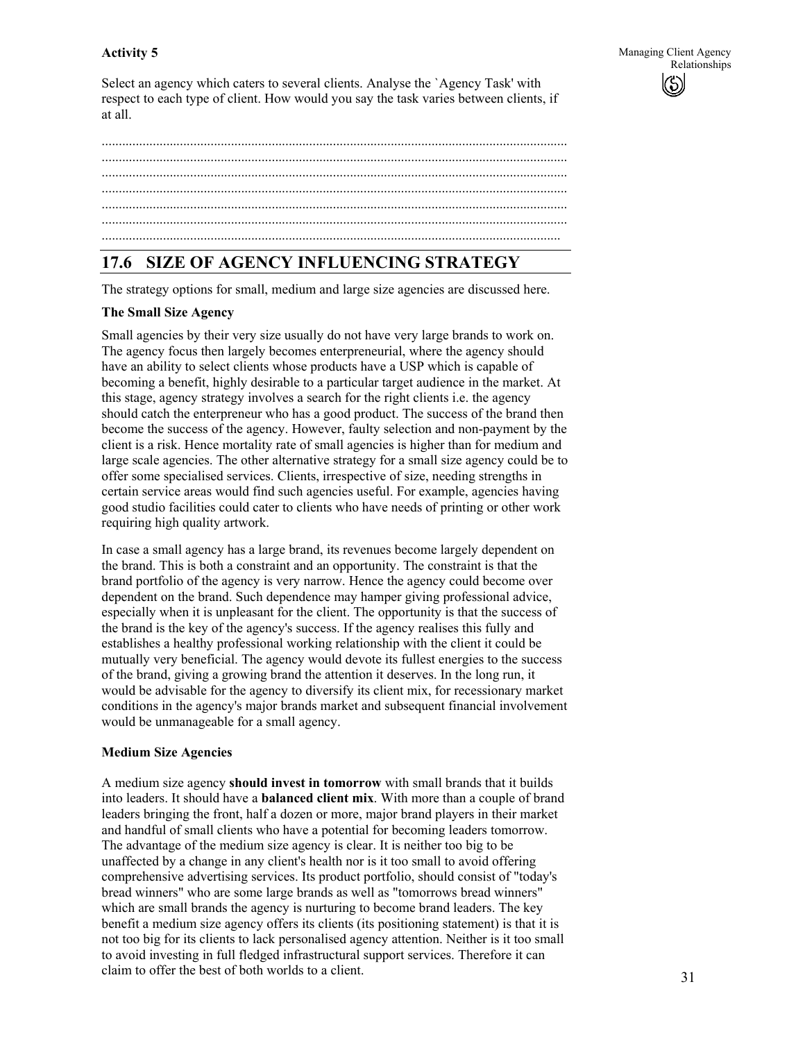**Activity 5**

Select an agency which caters to several clients. Analyse the `Agency Task' with respect to each type of client. How would you say the task varies between clients, if at all.

........................................................................................................................................
........................................................................................................................................
........................................................................................................................................
........................................................................................................................................
........................................................................................................................................
........................................................................................................................................
......................................................................................................................................

## 17.6 SIZE OF AGENCY INFLUENCING STRATEGY

The strategy options for small, medium and large size agencies are discussed here.

**The Small Size Agency**

Small agencies by their very size usually do not have very large brands to work on. The agency focus then largely becomes enterpreneurial, where the agency should have an ability to select clients whose products have a USP which is capable of becoming a benefit, highly desirable to a particular target audience in the market. At this stage, agency strategy involves a search for the right clients i.e. the agency should catch the enterpreneur who has a good product. The success of the brand then become the success of the agency. However, faulty selection and non-payment by the client is a risk. Hence mortality rate of small agencies is higher than for medium and large scale agencies. The other alternative strategy for a small size agency could be to offer some specialised services. Clients, irrespective of size, needing strengths in certain service areas would find such agencies useful. For example, agencies having good studio facilities could cater to clients who have needs of printing or other work requiring high quality artwork.

In case a small agency has a large brand, its revenues become largely dependent on the brand. This is both a constraint and an opportunity. The constraint is that the brand portfolio of the agency is very narrow. Hence the agency could become over dependent on the brand. Such dependence may hamper giving professional advice, especially when it is unpleasant for the client. The opportunity is that the success of the brand is the key of the agency's success. If the agency realises this fully and establishes a healthy professional working relationship with the client it could be mutually very beneficial. The agency would devote its fullest energies to the success of the brand, giving a growing brand the attention it deserves. In the long run, it would be advisable for the agency to diversify its client mix, for recessionary market conditions in the agency's major brands market and subsequent financial involvement would be unmanageable for a small agency.

**Medium Size Agencies**

A medium size agency **should invest in tomorrow** with small brands that it builds into leaders. It should have a **balanced client mix**. With more than a couple of brand leaders bringing the front, half a dozen or more, major brand players in their market and handful of small clients who have a potential for becoming leaders tomorrow. The advantage of the medium size agency is clear. It is neither too big to be unaffected by a change in any client's health nor is it too small to avoid offering comprehensive advertising services. Its product portfolio, should consist of "today's bread winners" who are some large brands as well as "tomorrows bread winners" which are small brands the agency is nurturing to become brand leaders. The key benefit a medium size agency offers its clients (its positioning statement) is that it is not too big for its clients to lack personalised agency attention. Neither is it too small to avoid investing in full fledged infrastructural support services. Therefore it can claim to offer the best of both worlds to a client.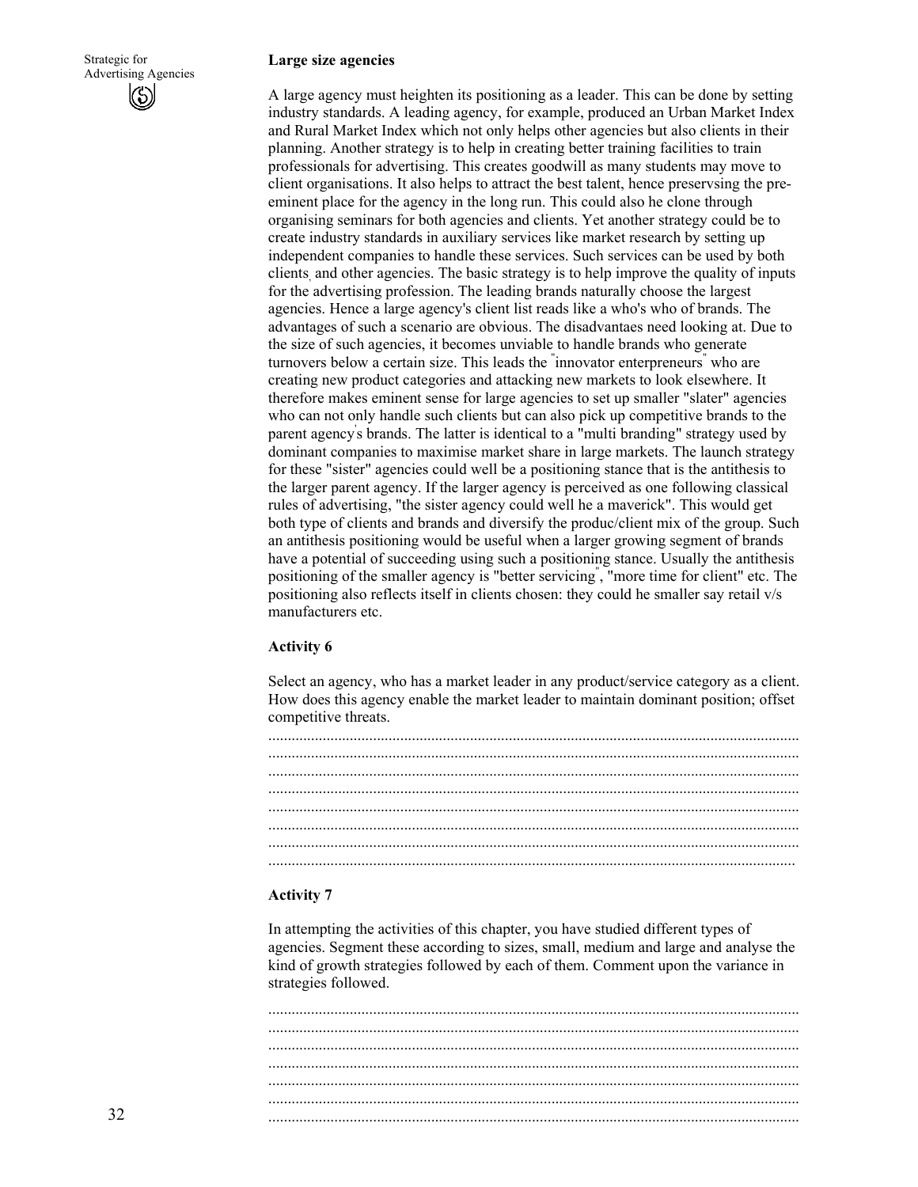**Large size agencies**

A large agency must heighten its positioning as a leader. This can be done by setting industry standards. A leading agency, for example, produced an Urban Market Index and Rural Market Index which not only helps other agencies but also clients in their planning. Another strategy is to help in creating better training facilities to train professionals for advertising. This creates goodwill as many students may move to client organisations. It also helps to attract the best talent, hence preservsing the pre-eminent place for the agency in the long run. This could also he clone through organising seminars for both agencies and clients. Yet another strategy could be to create industry standards in auxiliary services like market research by setting up independent companies to handle these services. Such services can be used by both clients, and other agencies. The basic strategy is to help improve the quality of inputs for the advertising profession. The leading brands naturally choose the largest agencies. Hence a large agency's client list reads like a who's who of brands. The advantages of such a scenario are obvious. The disadvantaes need looking at. Due to the size of such agencies, it becomes unviable to handle brands who generate turnovers below a certain size. This leads the "innovator enterpreneurs" who are creating new product categories and attacking new markets to look elsewhere. It therefore makes eminent sense for large agencies to set up smaller "slater" agencies who can not only handle such clients but can also pick up competitive brands to the parent agency's brands. The latter is identical to a "multi branding" strategy used by dominant companies to maximise market share in large markets. The launch strategy for these "sister" agencies could well be a positioning stance that is the antithesis to the larger parent agency. If the larger agency is perceived as one following classical rules of advertising, "the sister agency could well he a maverick". This would get both type of clients and brands and diversify the produc/client mix of the group. Such an antithesis positioning would be useful when a larger growing segment of brands have a potential of succeeding using such a positioning stance. Usually the antithesis positioning of the smaller agency is "better servicing", "more time for client" etc. The positioning also reflects itself in clients chosen: they could he smaller say retail v/s manufacturers etc.

**Activity 6**

Select an agency, who has a market leader in any product/service category as a client. How does this agency enable the market leader to maintain dominant position; offset competitive threats.

..........................................................................................................................
..........................................................................................................................
..........................................................................................................................
..........................................................................................................................
..........................................................................................................................
..........................................................................................................................
..........................................................................................................................
..........................................................................................................................

**Activity 7**

In attempting the activities of this chapter, you have studied different types of agencies. Segment these according to sizes, small, medium and large and analyse the kind of growth strategies followed by each of them. Comment upon the variance in strategies followed.

..........................................................................................................................
..........................................................................................................................
..........................................................................................................................
..........................................................................................................................
..........................................................................................................................
..........................................................................................................................
..........................................................................................................................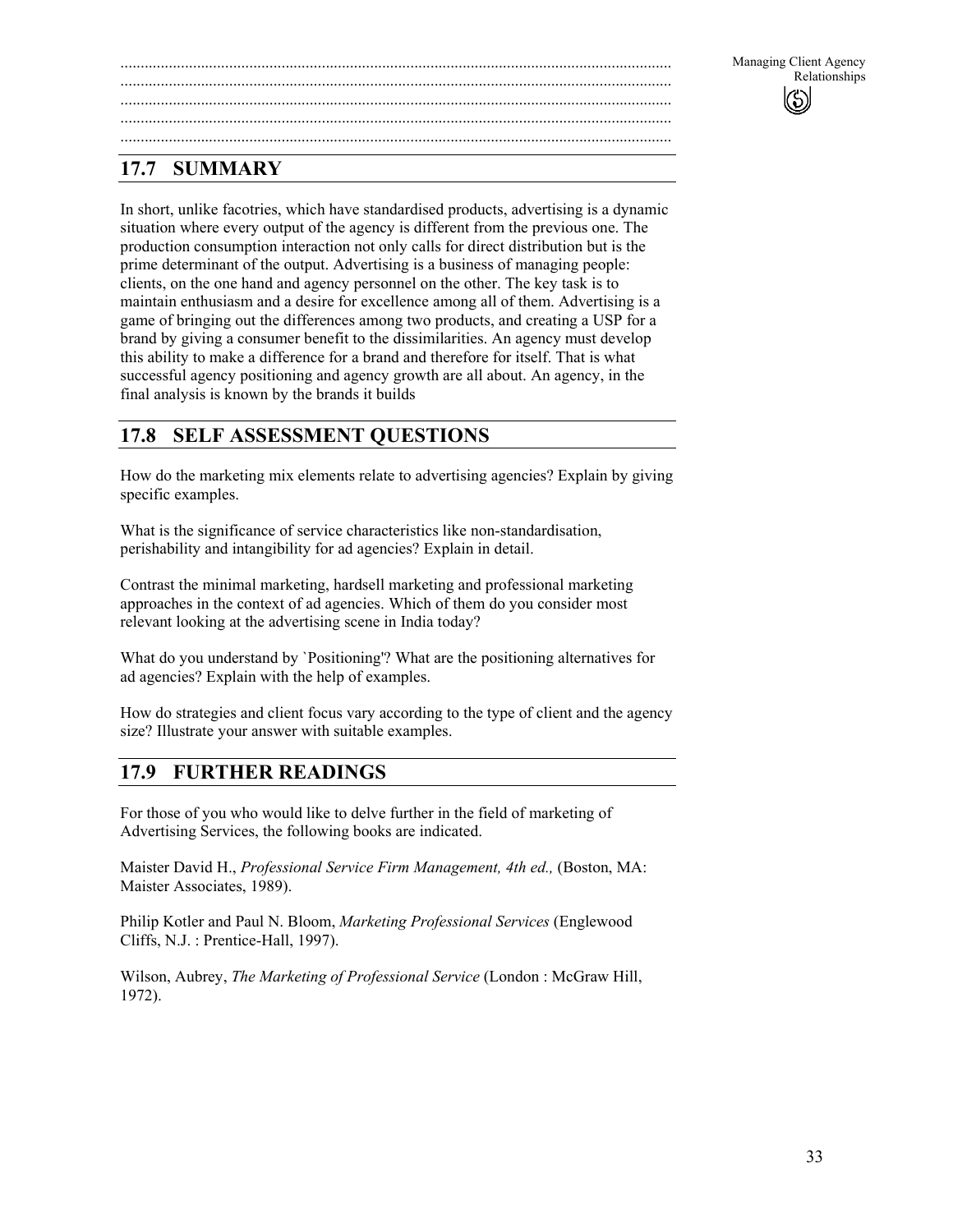.......................................................................................................................................
.......................................................................................................................................
.......................................................................................................................................
.......................................................................................................................................
.......................................................................................................................................

## 17.7 SUMMARY

In short, unlike facotries, which have standardised products, advertising is a dynamic situation where every output of the agency is different from the previous one. The production consumption interaction not only calls for direct distribution but is the prime determinant of the output. Advertising is a business of managing people: clients, on the one hand and agency personnel on the other. The key task is to maintain enthusiasm and a desire for excellence among all of them. Advertising is a game of bringing out the differences among two products, and creating a USP for a brand by giving a consumer benefit to the dissimilarities. An agency must develop this ability to make a difference for a brand and therefore for itself. That is what successful agency positioning and agency growth are all about. An agency, in the final analysis is known by the brands it builds

## 17.8 SELF ASSESSMENT QUESTIONS

How do the marketing mix elements relate to advertising agencies? Explain by giving specific examples.

What is the significance of service characteristics like non-standardisation, perishability and intangibility for ad agencies? Explain in detail.

Contrast the minimal marketing, hardsell marketing and professional marketing approaches in the context of ad agencies. Which of them do you consider most relevant looking at the advertising scene in India today?

What do you understand by `Positioning'? What are the positioning alternatives for ad agencies? Explain with the help of examples.

How do strategies and client focus vary according to the type of client and the agency size? Illustrate your answer with suitable examples.

## 17.9 FURTHER READINGS

For those of you who would like to delve further in the field of marketing of Advertising Services, the following books are indicated.

Maister David H., *Professional Service Firm Management, 4th ed.,* (Boston, MA: Maister Associates, 1989).

Philip Kotler and Paul N. Bloom, *Marketing Professional Services* (Englewood Cliffs, N.J. : Prentice-Hall, 1997).

Wilson, Aubrey, *The Marketing of Professional Service* (London : McGraw Hill, 1972).